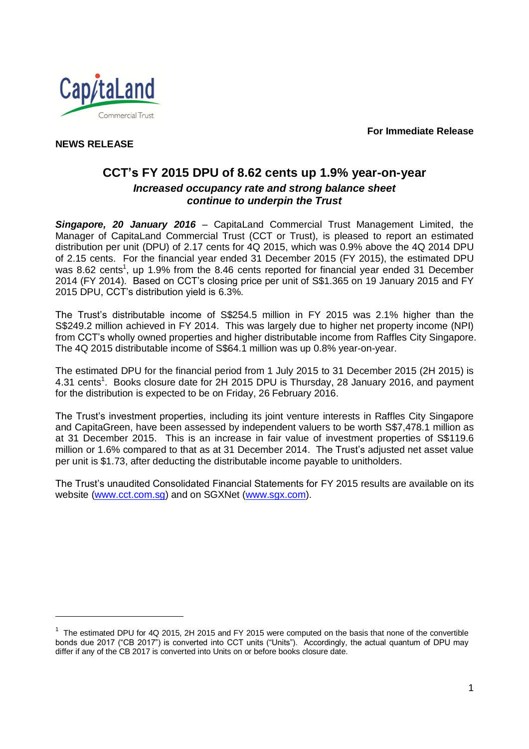**For Immediate Release**

**NEWS RELEASE**

# CCT's FY 2015 DPU of 8.62 cents up 1.9% year-on-year

## *Increased occupancy rate and strong balance sheet continue to underpin the Trust*

***Singapore, 20 January 2016*** – CapitaLand Commercial Trust Management Limited, the Manager of CapitaLand Commercial Trust (CCT or Trust), is pleased to report an estimated distribution per unit (DPU) of 2.17 cents for 4Q 2015, which was 0.9% above the 4Q 2014 DPU of 2.15 cents. For the financial year ended 31 December 2015 (FY 2015), the estimated DPU was 8.62 cents[1], up 1.9% from the 8.46 cents reported for financial year ended 31 December 2014 (FY 2014). Based on CCT's closing price per unit of S$1.365 on 19 January 2015 and FY 2015 DPU, CCT's distribution yield is 6.3%.

The Trust's distributable income of S$254.5 million in FY 2015 was 2.1% higher than the S$249.2 million achieved in FY 2014. This was largely due to higher net property income (NPI) from CCT's wholly owned properties and higher distributable income from Raffles City Singapore. The 4Q 2015 distributable income of S$64.1 million was up 0.8% year-on-year.

The estimated DPU for the financial period from 1 July 2015 to 31 December 2015 (2H 2015) is 4.31 cents[1]. Books closure date for 2H 2015 DPU is Thursday, 28 January 2016, and payment for the distribution is expected to be on Friday, 26 February 2016.

The Trust's investment properties, including its joint venture interests in Raffles City Singapore and CapitaGreen, have been assessed by independent valuers to be worth S$7,478.1 million as at 31 December 2015. This is an increase in fair value of investment properties of S$119.6 million or 1.6% compared to that as at 31 December 2014. The Trust's adjusted net asset value per unit is $1.73, after deducting the distributable income payable to unitholders.

The Trust's unaudited Consolidated Financial Statements for FY 2015 results are available on its website (www.cct.com.sg) and on SGXNet (www.sgx.com).

---

[1] The estimated DPU for 4Q 2015, 2H 2015 and FY 2015 were computed on the basis that none of the convertible bonds due 2017 ("CB 2017") is converted into CCT units ("Units"). Accordingly, the actual quantum of DPU may differ if any of the CB 2017 is converted into Units on or before books closure date.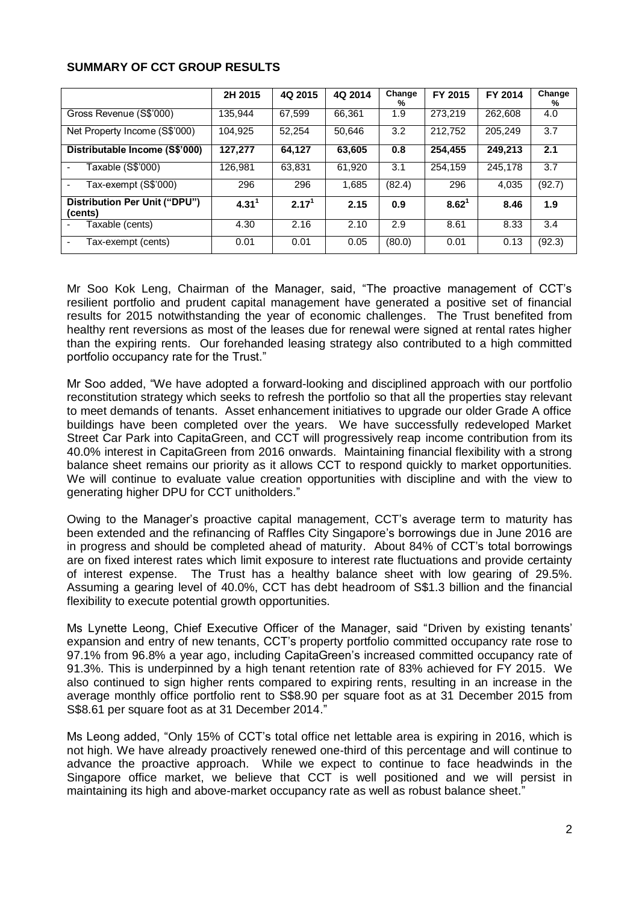## SUMMARY OF CCT GROUP RESULTS

| | 2H 2015 | 4Q 2015 | 4Q 2014 | Change % | FY 2015 | FY 2014 | Change % |
|---|---|---|---|---|---|---|---|
| Gross Revenue (S$'000) | 135,944 | 67,599 | 66,361 | 1.9 | 273,219 | 262,608 | 4.0 |
| Net Property Income (S$'000) | 104,925 | 52,254 | 50,646 | 3.2 | 212,752 | 205,249 | 3.7 |
| **Distributable Income (S$'000)** | **127,277** | **64,127** | **63,605** | **0.8** | **254,455** | **249,213** | **2.1** |
| - Taxable (S$'000) | 126,981 | 63,831 | 61,920 | 3.1 | 254,159 | 245,178 | 3.7 |
| - Tax-exempt (S$'000) | 296 | 296 | 1,685 | (82.4) | 296 | 4,035 | (92.7) |
| **Distribution Per Unit ("DPU") (cents)** | **4.31**[1] | **2.17**[1] | **2.15** | **0.9** | **8.62**[1] | **8.46** | **1.9** |
| - Taxable (cents) | 4.30 | 2.16 | 2.10 | 2.9 | 8.61 | 8.33 | 3.4 |
| - Tax-exempt (cents) | 0.01 | 0.01 | 0.05 | (80.0) | 0.01 | 0.13 | (92.3) |

Mr Soo Kok Leng, Chairman of the Manager, said, "The proactive management of CCT's resilient portfolio and prudent capital management have generated a positive set of financial results for 2015 notwithstanding the year of economic challenges. The Trust benefited from healthy rent reversions as most of the leases due for renewal were signed at rental rates higher than the expiring rents. Our forehanded leasing strategy also contributed to a high committed portfolio occupancy rate for the Trust."

Mr Soo added, "We have adopted a forward-looking and disciplined approach with our portfolio reconstitution strategy which seeks to refresh the portfolio so that all the properties stay relevant to meet demands of tenants. Asset enhancement initiatives to upgrade our older Grade A office buildings have been completed over the years. We have successfully redeveloped Market Street Car Park into CapitaGreen, and CCT will progressively reap income contribution from its 40.0% interest in CapitaGreen from 2016 onwards. Maintaining financial flexibility with a strong balance sheet remains our priority as it allows CCT to respond quickly to market opportunities. We will continue to evaluate value creation opportunities with discipline and with the view to generating higher DPU for CCT unitholders."

Owing to the Manager's proactive capital management, CCT's average term to maturity has been extended and the refinancing of Raffles City Singapore's borrowings due in June 2016 are in progress and should be completed ahead of maturity. About 84% of CCT's total borrowings are on fixed interest rates which limit exposure to interest rate fluctuations and provide certainty of interest expense. The Trust has a healthy balance sheet with low gearing of 29.5%. Assuming a gearing level of 40.0%, CCT has debt headroom of S$1.3 billion and the financial flexibility to execute potential growth opportunities.

Ms Lynette Leong, Chief Executive Officer of the Manager, said "Driven by existing tenants' expansion and entry of new tenants, CCT's property portfolio committed occupancy rate rose to 97.1% from 96.8% a year ago, including CapitaGreen's increased committed occupancy rate of 91.3%. This is underpinned by a high tenant retention rate of 83% achieved for FY 2015. We also continued to sign higher rents compared to expiring rents, resulting in an increase in the average monthly office portfolio rent to S$8.90 per square foot as at 31 December 2015 from S$8.61 per square foot as at 31 December 2014."

Ms Leong added, "Only 15% of CCT's total office net lettable area is expiring in 2016, which is not high. We have already proactively renewed one-third of this percentage and will continue to advance the proactive approach. While we expect to continue to face headwinds in the Singapore office market, we believe that CCT is well positioned and we will persist in maintaining its high and above-market occupancy rate as well as robust balance sheet."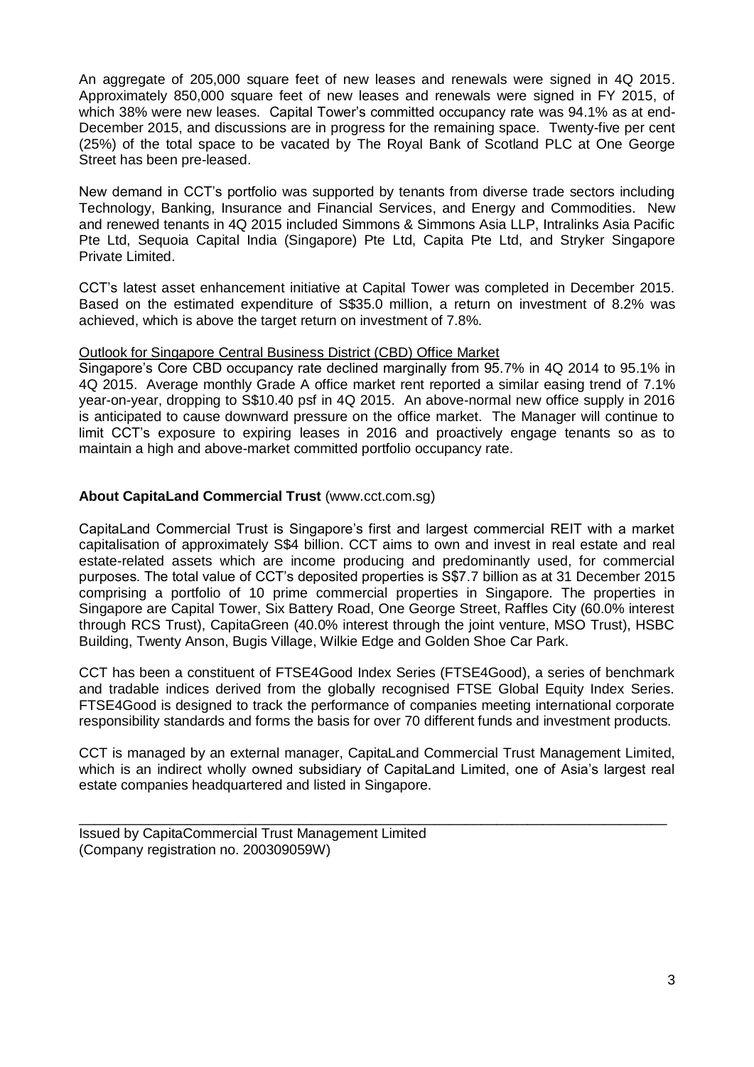An aggregate of 205,000 square feet of new leases and renewals were signed in 4Q 2015. Approximately 850,000 square feet of new leases and renewals were signed in FY 2015, of which 38% were new leases. Capital Tower's committed occupancy rate was 94.1% as at end-December 2015, and discussions are in progress for the remaining space. Twenty-five per cent (25%) of the total space to be vacated by The Royal Bank of Scotland PLC at One George Street has been pre-leased.

New demand in CCT's portfolio was supported by tenants from diverse trade sectors including Technology, Banking, Insurance and Financial Services, and Energy and Commodities. New and renewed tenants in 4Q 2015 included Simmons & Simmons Asia LLP, Intralinks Asia Pacific Pte Ltd, Sequoia Capital India (Singapore) Pte Ltd, Capita Pte Ltd, and Stryker Singapore Private Limited.

CCT's latest asset enhancement initiative at Capital Tower was completed in December 2015. Based on the estimated expenditure of S$35.0 million, a return on investment of 8.2% was achieved, which is above the target return on investment of 7.8%.

Outlook for Singapore Central Business District (CBD) Office Market

Singapore's Core CBD occupancy rate declined marginally from 95.7% in 4Q 2014 to 95.1% in 4Q 2015. Average monthly Grade A office market rent reported a similar easing trend of 7.1% year-on-year, dropping to S$10.40 psf in 4Q 2015. An above-normal new office supply in 2016 is anticipated to cause downward pressure on the office market. The Manager will continue to limit CCT's exposure to expiring leases in 2016 and proactively engage tenants so as to maintain a high and above-market committed portfolio occupancy rate.

**About CapitaLand Commercial Trust** (www.cct.com.sg)

CapitaLand Commercial Trust is Singapore's first and largest commercial REIT with a market capitalisation of approximately S$4 billion. CCT aims to own and invest in real estate and real estate-related assets which are income producing and predominantly used, for commercial purposes. The total value of CCT's deposited properties is S$7.7 billion as at 31 December 2015 comprising a portfolio of 10 prime commercial properties in Singapore. The properties in Singapore are Capital Tower, Six Battery Road, One George Street, Raffles City (60.0% interest through RCS Trust), CapitaGreen (40.0% interest through the joint venture, MSO Trust), HSBC Building, Twenty Anson, Bugis Village, Wilkie Edge and Golden Shoe Car Park.

CCT has been a constituent of FTSE4Good Index Series (FTSE4Good), a series of benchmark and tradable indices derived from the globally recognised FTSE Global Equity Index Series. FTSE4Good is designed to track the performance of companies meeting international corporate responsibility standards and forms the basis for over 70 different funds and investment products.

CCT is managed by an external manager, CapitaLand Commercial Trust Management Limited, which is an indirect wholly owned subsidiary of CapitaLand Limited, one of Asia's largest real estate companies headquartered and listed in Singapore.

---

Issued by CapitaCommercial Trust Management Limited
(Company registration no. 200309059W)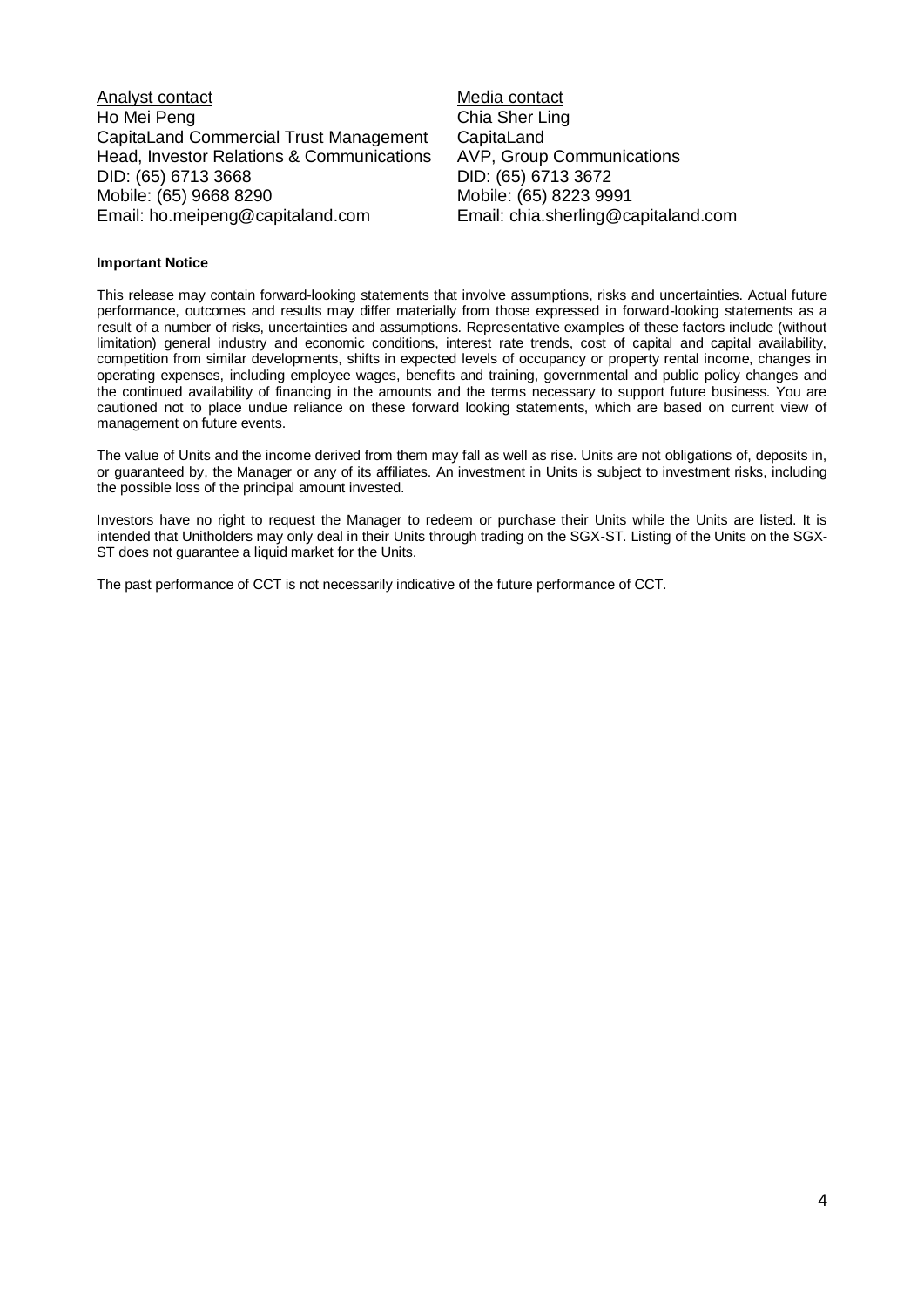Analyst contact
Ho Mei Peng
CapitaLand Commercial Trust Management
Head, Investor Relations & Communications
DID: (65) 6713 3668
Mobile: (65) 9668 8290
Email: ho.meipeng@capitaland.com

Media contact
Chia Sher Ling
CapitaLand
AVP, Group Communications
DID: (65) 6713 3672
Mobile: (65) 8223 9991
Email: chia.sherling@capitaland.com

**Important Notice**

This release may contain forward-looking statements that involve assumptions, risks and uncertainties. Actual future performance, outcomes and results may differ materially from those expressed in forward-looking statements as a result of a number of risks, uncertainties and assumptions. Representative examples of these factors include (without limitation) general industry and economic conditions, interest rate trends, cost of capital and capital availability, competition from similar developments, shifts in expected levels of occupancy or property rental income, changes in operating expenses, including employee wages, benefits and training, governmental and public policy changes and the continued availability of financing in the amounts and the terms necessary to support future business. You are cautioned not to place undue reliance on these forward looking statements, which are based on current view of management on future events.

The value of Units and the income derived from them may fall as well as rise. Units are not obligations of, deposits in, or guaranteed by, the Manager or any of its affiliates. An investment in Units is subject to investment risks, including the possible loss of the principal amount invested.

Investors have no right to request the Manager to redeem or purchase their Units while the Units are listed. It is intended that Unitholders may only deal in their Units through trading on the SGX-ST. Listing of the Units on the SGX-ST does not guarantee a liquid market for the Units.

The past performance of CCT is not necessarily indicative of the future performance of CCT.